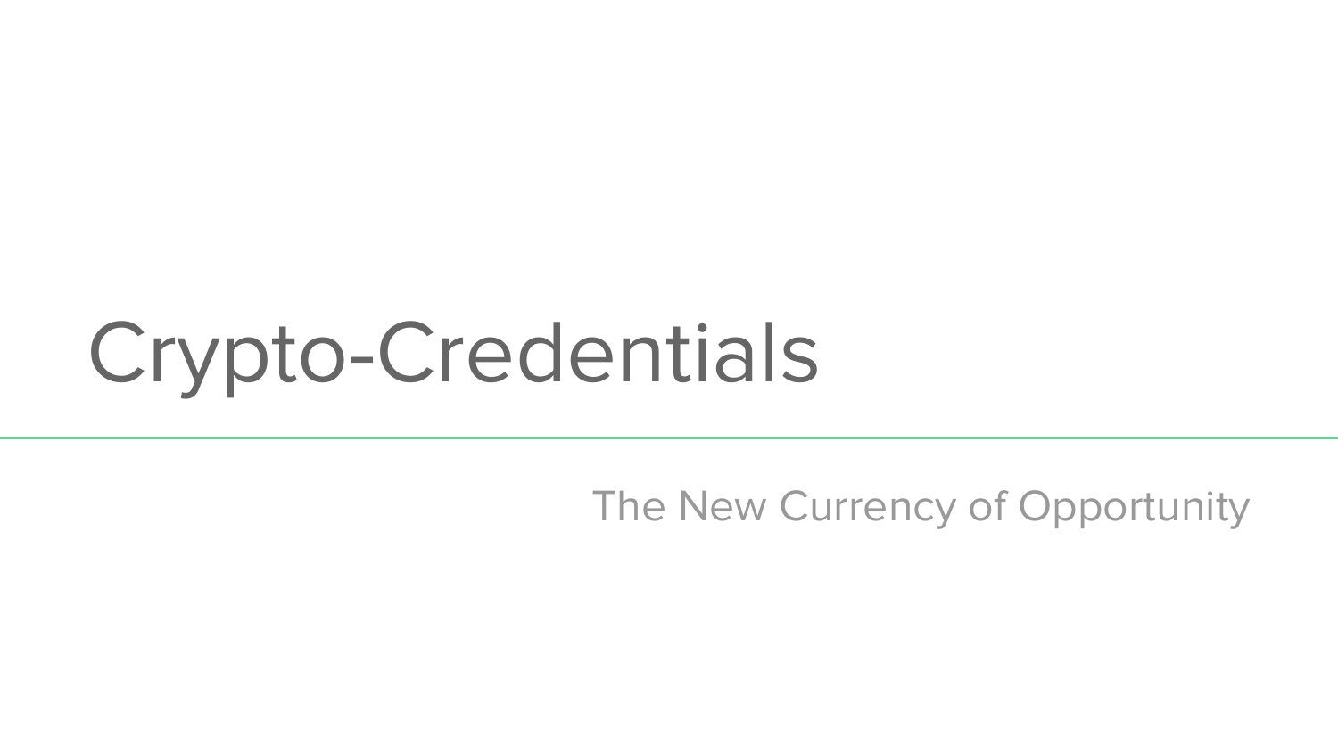# Crypto-Credentials

The New Currency of Opportunity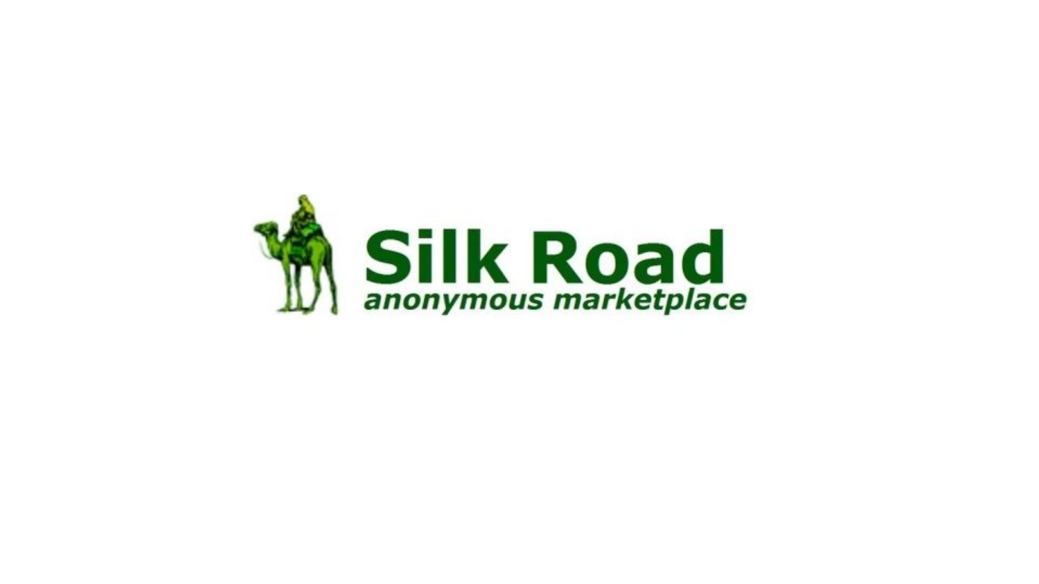# Silk Road

*anonymous marketplace*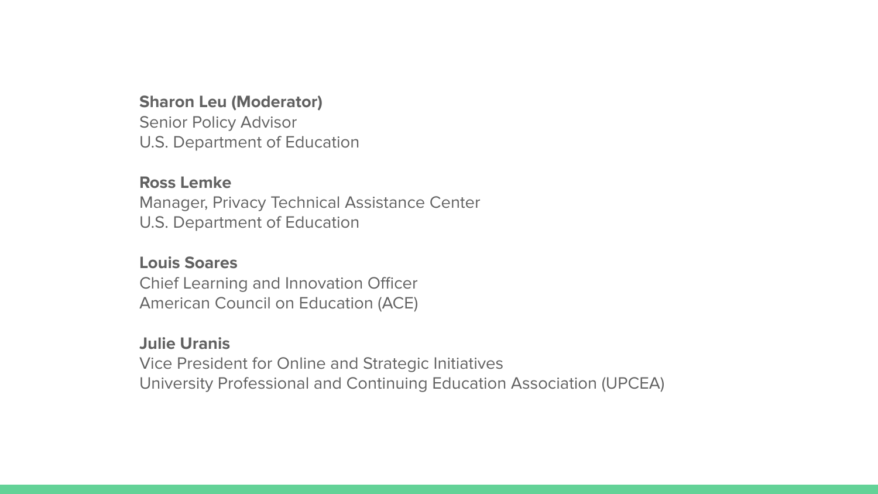**Sharon Leu (Moderator)**
Senior Policy Advisor
U.S. Department of Education

**Ross Lemke**
Manager, Privacy Technical Assistance Center
U.S. Department of Education

**Louis Soares**
Chief Learning and Innovation Officer
American Council on Education (ACE)

**Julie Uranis**
Vice President for Online and Strategic Initiatives
University Professional and Continuing Education Association (UPCEA)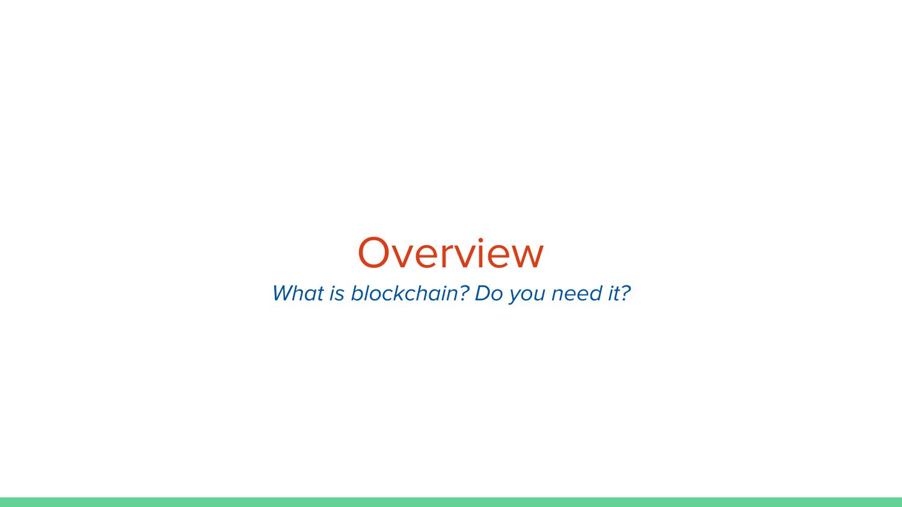# Overview

*What is blockchain? Do you need it?*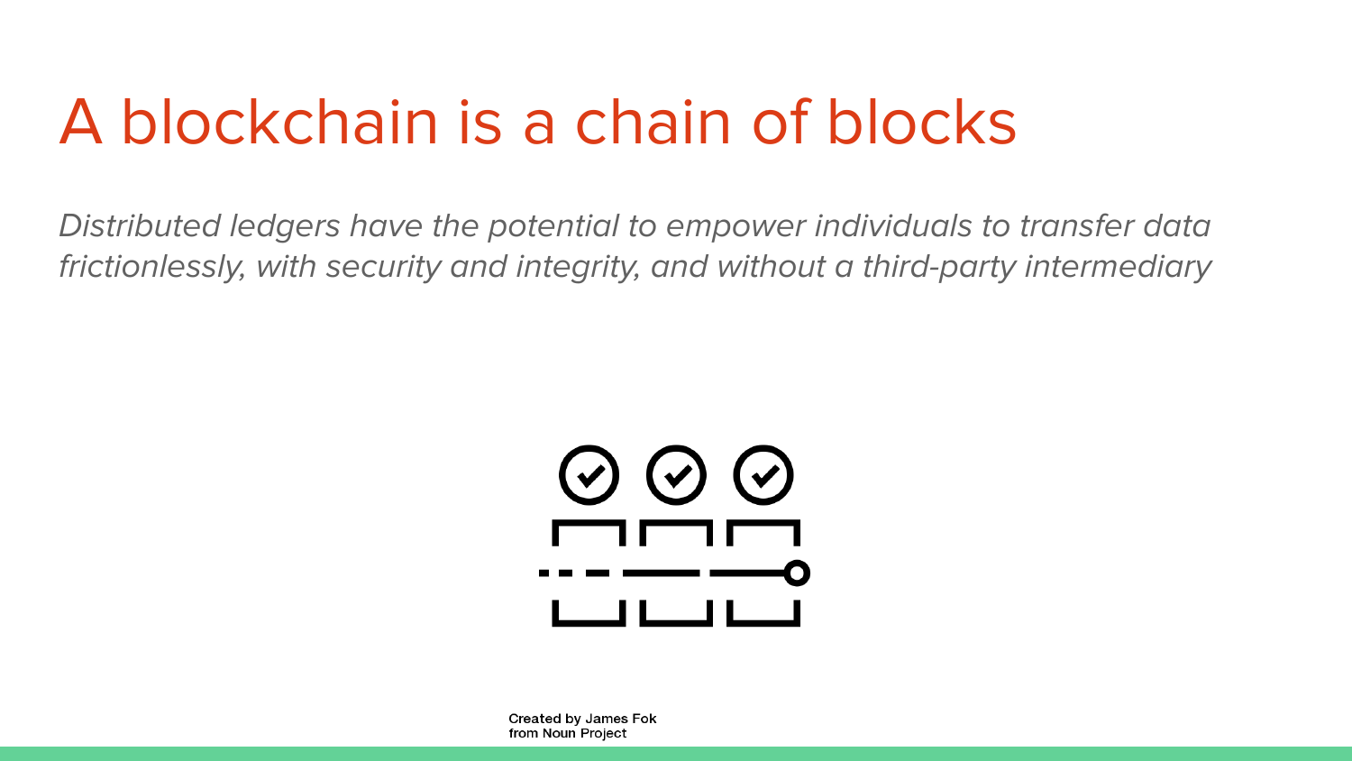# A blockchain is a chain of blocks

*Distributed ledgers have the potential to empower individuals to transfer data frictionlessly, with security and integrity, and without a third-party intermediary*

Created by James Fok
from Noun Project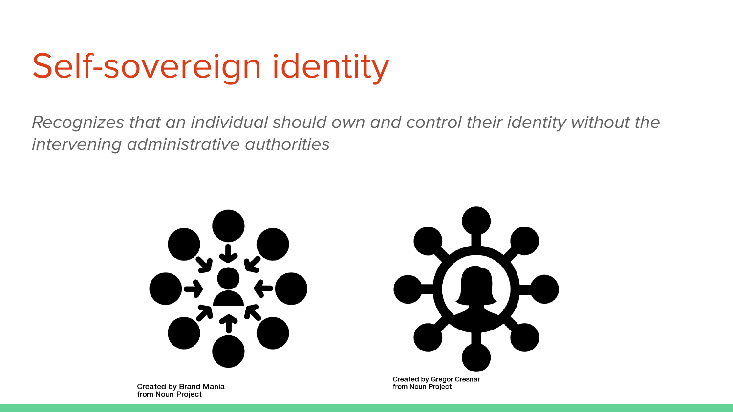# Self-sovereign identity

*Recognizes that an individual should own and control their identity without the intervening administrative authorities*

Created by Brand Mania
from Noun Project

Created by Gregor Cresnar
from Noun Project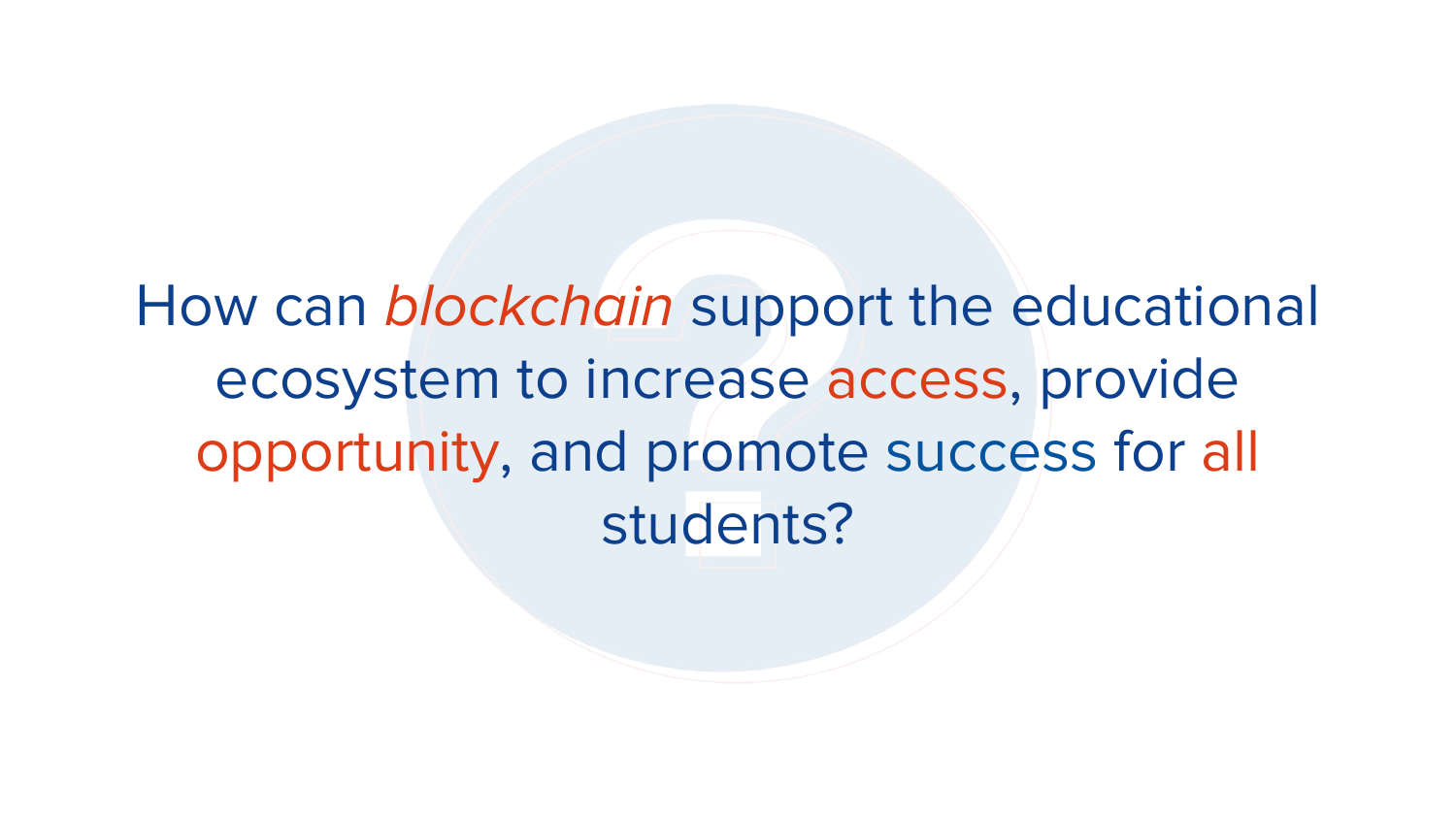How can *blockchain* support the educational ecosystem to increase access, provide opportunity, and promote success for all students?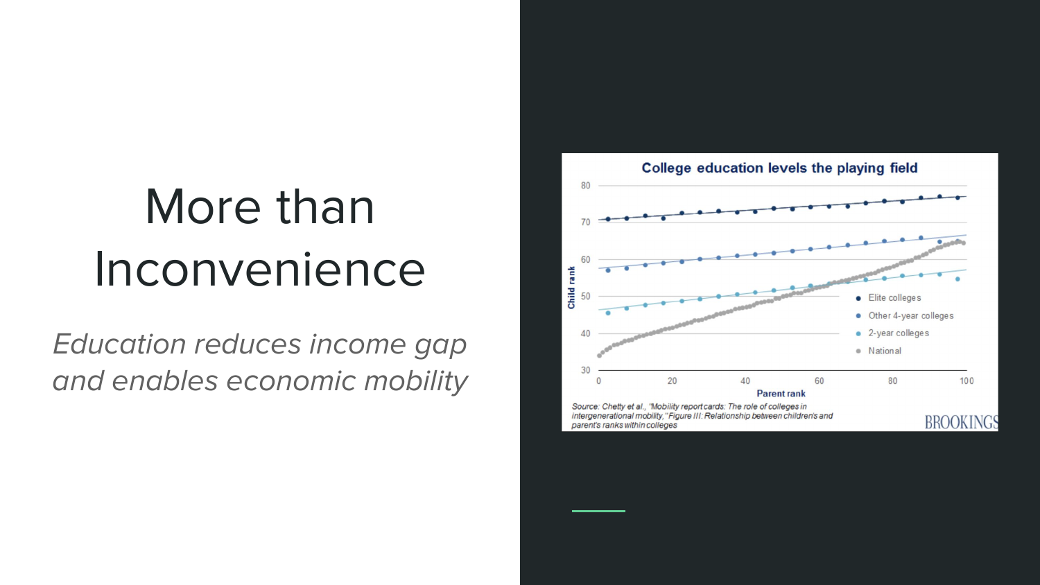# More than Inconvenience

*Education reduces income gap and enables economic mobility*

**College education levels the playing field**

Source: Chetty et al., "Mobility report cards: The role of colleges in intergenerational mobility," Figure III: Relationship between children's and parent's ranks within colleges

BROOKINGS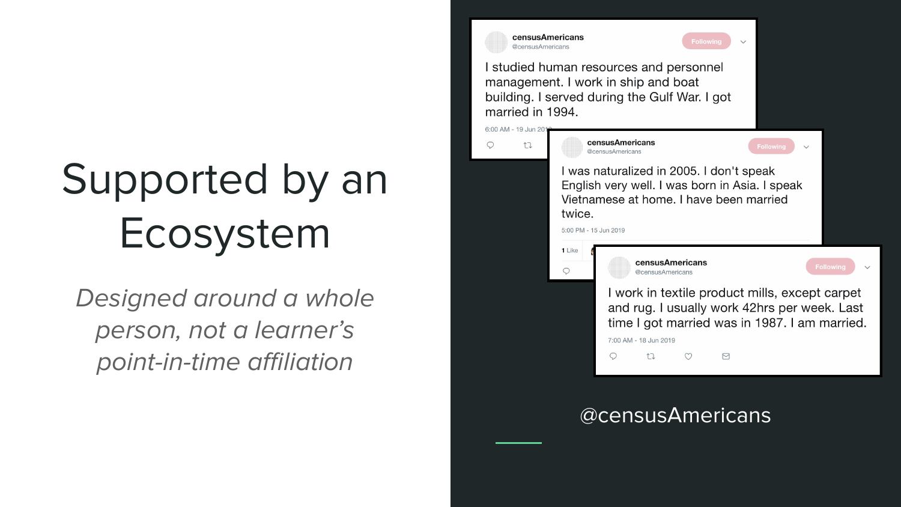# Supported by an Ecosystem

*Designed around a whole person, not a learner's point-in-time affiliation*

censusAmericans
@censusAmericans

I studied human resources and personnel management. I work in ship and boat building. I served during the Gulf War. I got married in 1994.

6:00 AM - 19 Jun 2019

censusAmericans
@censusAmericans

I was naturalized in 2005. I don't speak English very well. I was born in Asia. I speak Vietnamese at home. I have been married twice.

5:00 PM - 15 Jun 2019

1 Like

censusAmericans
@censusAmericans

I work in textile product mills, except carpet and rug. I usually work 42hrs per week. Last time I got married was in 1987. I am married.

7:00 AM - 18 Jun 2019

@censusAmericans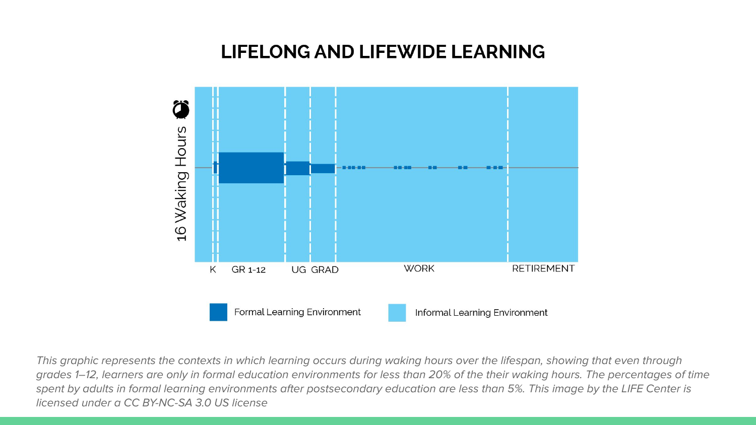# LIFELONG AND LIFEWIDE LEARNING

16 Waking Hours

K | GR 1-12 | UG | GRAD | WORK | RETIREMENT

Formal Learning Environment | Informal Learning Environment

*This graphic represents the contexts in which learning occurs during waking hours over the lifespan, showing that even through grades 1–12, learners are only in formal education environments for less than 20% of the their waking hours. The percentages of time spent by adults in formal learning environments after postsecondary education are less than 5%. This image by the LIFE Center is licensed under a CC BY-NC-SA 3.0 US license*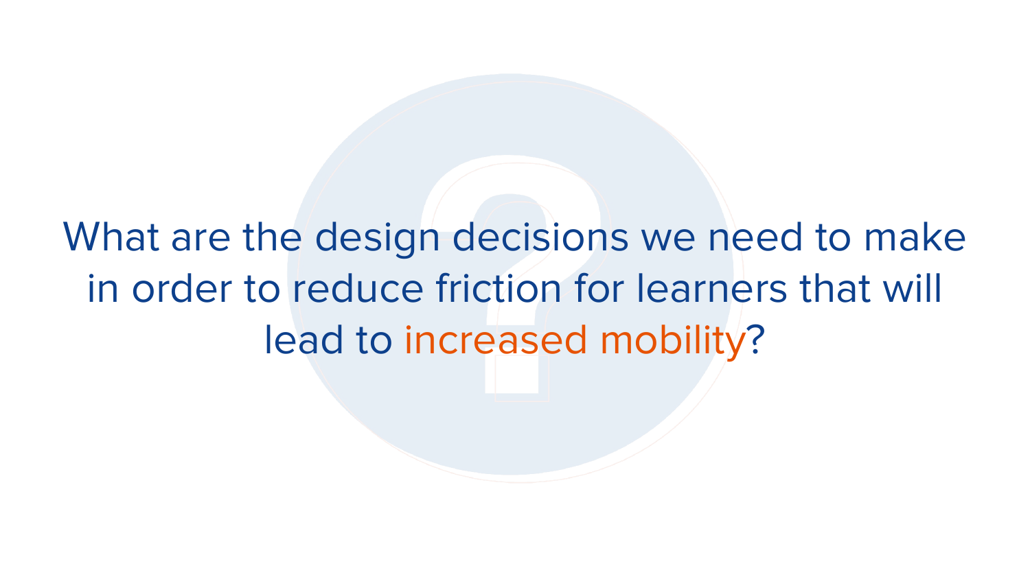What are the design decisions we need to make in order to reduce friction for learners that will lead to increased mobility?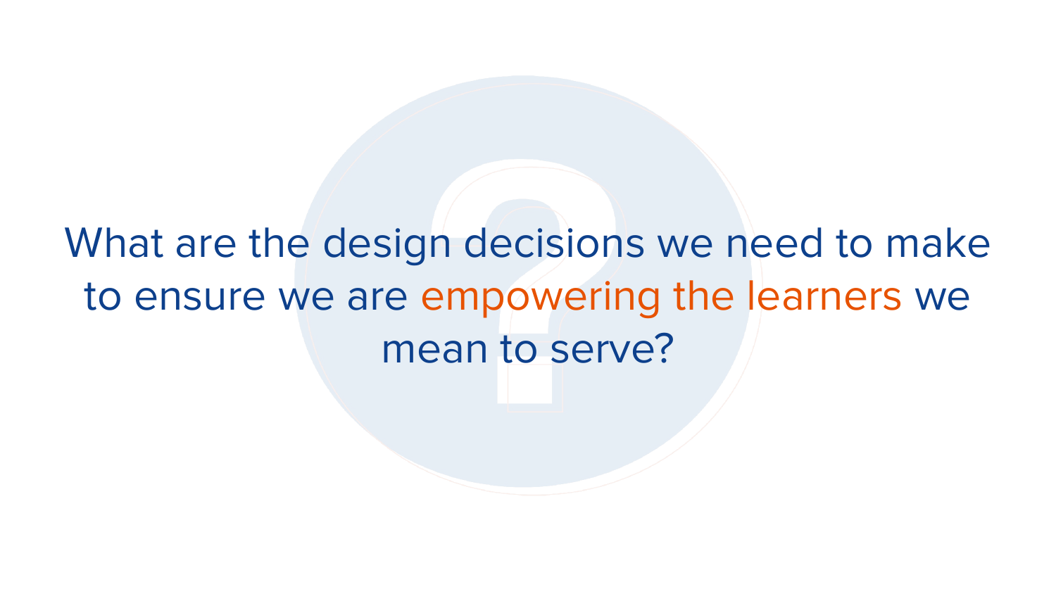What are the design decisions we need to make to ensure we are empowering the learners we mean to serve?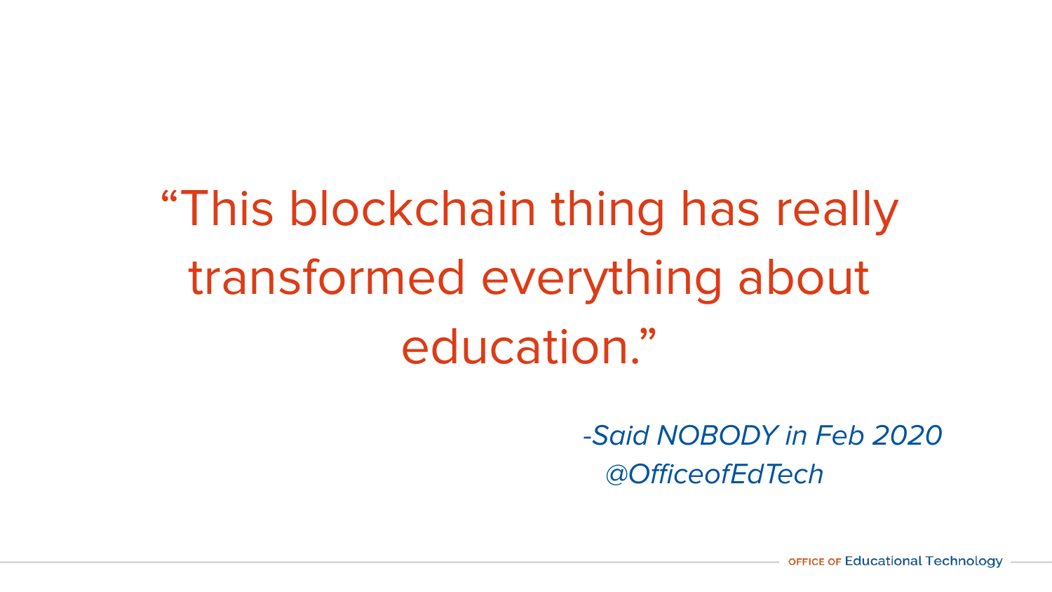"This blockchain thing has really transformed everything about education."

*-Said NOBODY in Feb 2020*
*@OfficeofEdTech*